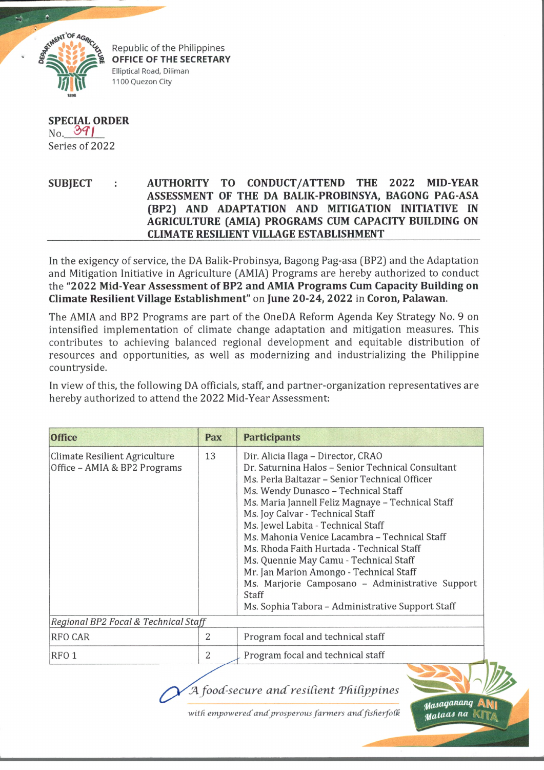Republic of the Philippines
**OFFICE OF THE SECRETARY**
Elliptical Road, Diliman
1100 Quezon City

**SPECIAL ORDER**
No. 391
Series of 2022

**SUBJECT : AUTHORITY TO CONDUCT/ATTEND THE 2022 MID-YEAR ASSESSMENT OF THE DA BALIK-PROBINSYA, BAGONG PAG-ASA (BP2) AND ADAPTATION AND MITIGATION INITIATIVE IN AGRICULTURE (AMIA) PROGRAMS CUM CAPACITY BUILDING ON CLIMATE RESILIENT VILLAGE ESTABLISHMENT**

In the exigency of service, the DA Balik-Probinsya, Bagong Pag-asa (BP2) and the Adaptation and Mitigation Initiative in Agriculture (AMIA) Programs are hereby authorized to conduct the **"2022 Mid-Year Assessment of BP2 and AMIA Programs Cum Capacity Building on Climate Resilient Village Establishment"** on **June 20-24, 2022** in **Coron, Palawan.**

The AMIA and BP2 Programs are part of the OneDA Reform Agenda Key Strategy No. 9 on intensified implementation of climate change adaptation and mitigation measures. This contributes to achieving balanced regional development and equitable distribution of resources and opportunities, as well as modernizing and industrializing the Philippine countryside.

In view of this, the following DA officials, staff, and partner-organization representatives are hereby authorized to attend the 2022 Mid-Year Assessment:

| Office | Pax | Participants |
|---|---|---|
| Climate Resilient Agriculture Office – AMIA & BP2 Programs | 13 | Dir. Alicia Ilaga – Director, CRAO<br>Dr. Saturnina Halos – Senior Technical Consultant<br>Ms. Perla Baltazar – Senior Technical Officer<br>Ms. Wendy Dunasco – Technical Staff<br>Ms. Maria Jannell Feliz Magnaye – Technical Staff<br>Ms. Joy Calvar - Technical Staff<br>Ms. Jewel Labita - Technical Staff<br>Ms. Mahonia Venice Lacambra – Technical Staff<br>Ms. Rhoda Faith Hurtada - Technical Staff<br>Ms. Quennie May Camu - Technical Staff<br>Mr. Jan Marion Amongo - Technical Staff<br>Ms. Marjorie Camposano – Administrative Support Staff<br>Ms. Sophia Tabora – Administrative Support Staff |
| *Regional BP2 Focal & Technical Staff* | | |
| RFO CAR | 2 | Program focal and technical staff |
| RFO 1 | 2 | Program focal and technical staff |

*A food-secure and resilient Philippines with empowered and prosperous farmers and fisherfolk*

Masaganang ANI Mataas na KITA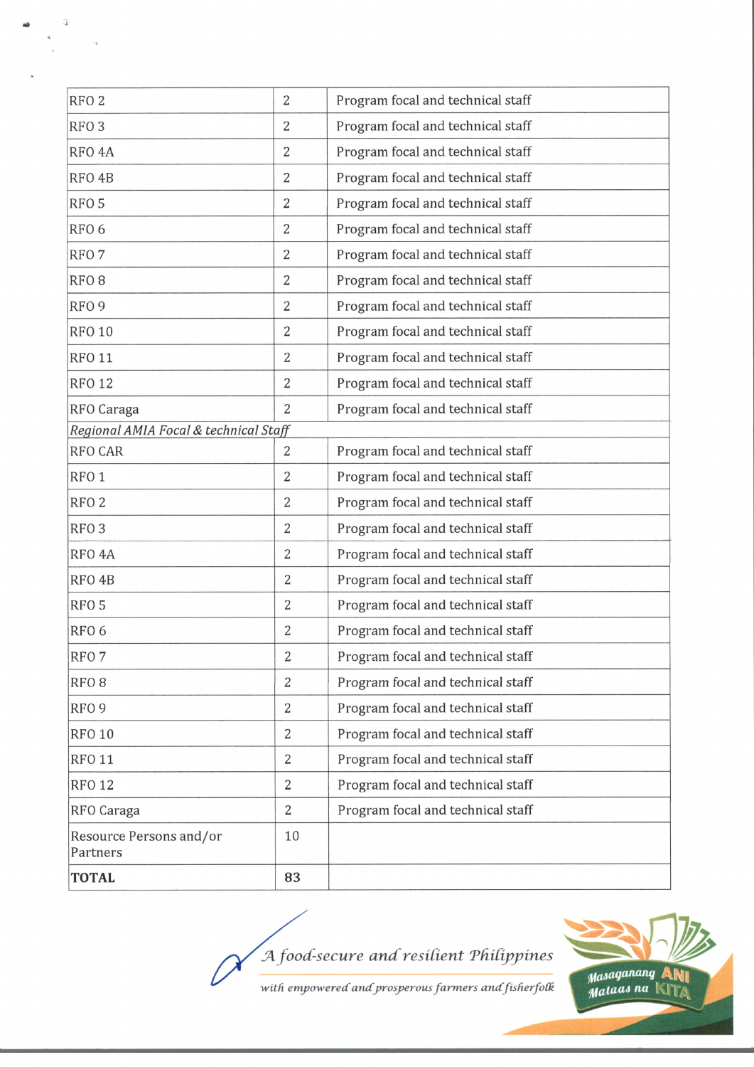| | | |
|---|---|---|
| RFO 2 | 2 | Program focal and technical staff |
| RFO 3 | 2 | Program focal and technical staff |
| RFO 4A | 2 | Program focal and technical staff |
| RFO 4B | 2 | Program focal and technical staff |
| RFO 5 | 2 | Program focal and technical staff |
| RFO 6 | 2 | Program focal and technical staff |
| RFO 7 | 2 | Program focal and technical staff |
| RFO 8 | 2 | Program focal and technical staff |
| RFO 9 | 2 | Program focal and technical staff |
| RFO 10 | 2 | Program focal and technical staff |
| RFO 11 | 2 | Program focal and technical staff |
| RFO 12 | 2 | Program focal and technical staff |
| RFO Caraga | 2 | Program focal and technical staff |
| *Regional AMIA Focal & technical Staff* | | |
| RFO CAR | 2 | Program focal and technical staff |
| RFO 1 | 2 | Program focal and technical staff |
| RFO 2 | 2 | Program focal and technical staff |
| RFO 3 | 2 | Program focal and technical staff |
| RFO 4A | 2 | Program focal and technical staff |
| RFO 4B | 2 | Program focal and technical staff |
| RFO 5 | 2 | Program focal and technical staff |
| RFO 6 | 2 | Program focal and technical staff |
| RFO 7 | 2 | Program focal and technical staff |
| RFO 8 | 2 | Program focal and technical staff |
| RFO 9 | 2 | Program focal and technical staff |
| RFO 10 | 2 | Program focal and technical staff |
| RFO 11 | 2 | Program focal and technical staff |
| RFO 12 | 2 | Program focal and technical staff |
| RFO Caraga | 2 | Program focal and technical staff |
| Resource Persons and/or Partners | 10 | |
| **TOTAL** | **83** | |

*A food-secure and resilient Philippines with empowered and prosperous farmers and fisherfolk*

Masaganang ANI Mataas na KITA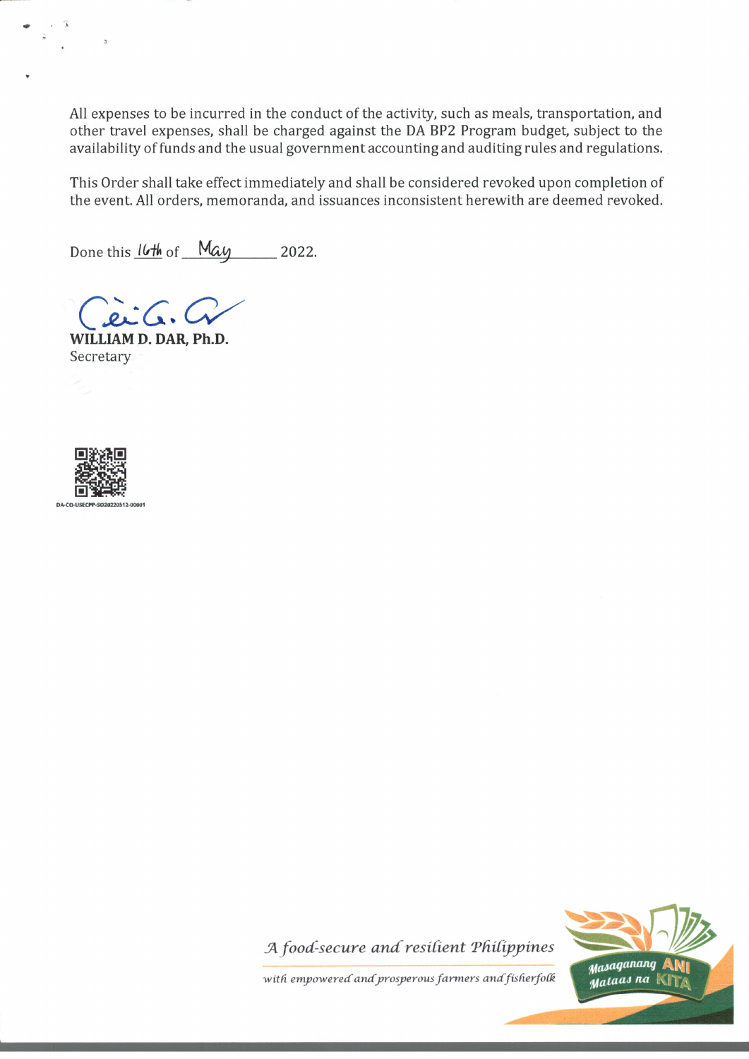All expenses to be incurred in the conduct of the activity, such as meals, transportation, and other travel expenses, shall be charged against the DA BP2 Program budget, subject to the availability of funds and the usual government accounting and auditing rules and regulations.

This Order shall take effect immediately and shall be considered revoked upon completion of the event. All orders, memoranda, and issuances inconsistent herewith are deemed revoked.

Done this 16th of May 2022.

**WILLIAM D. DAR, Ph.D.**
Secretary

DA-CO-USECPP-SO20220512-00001